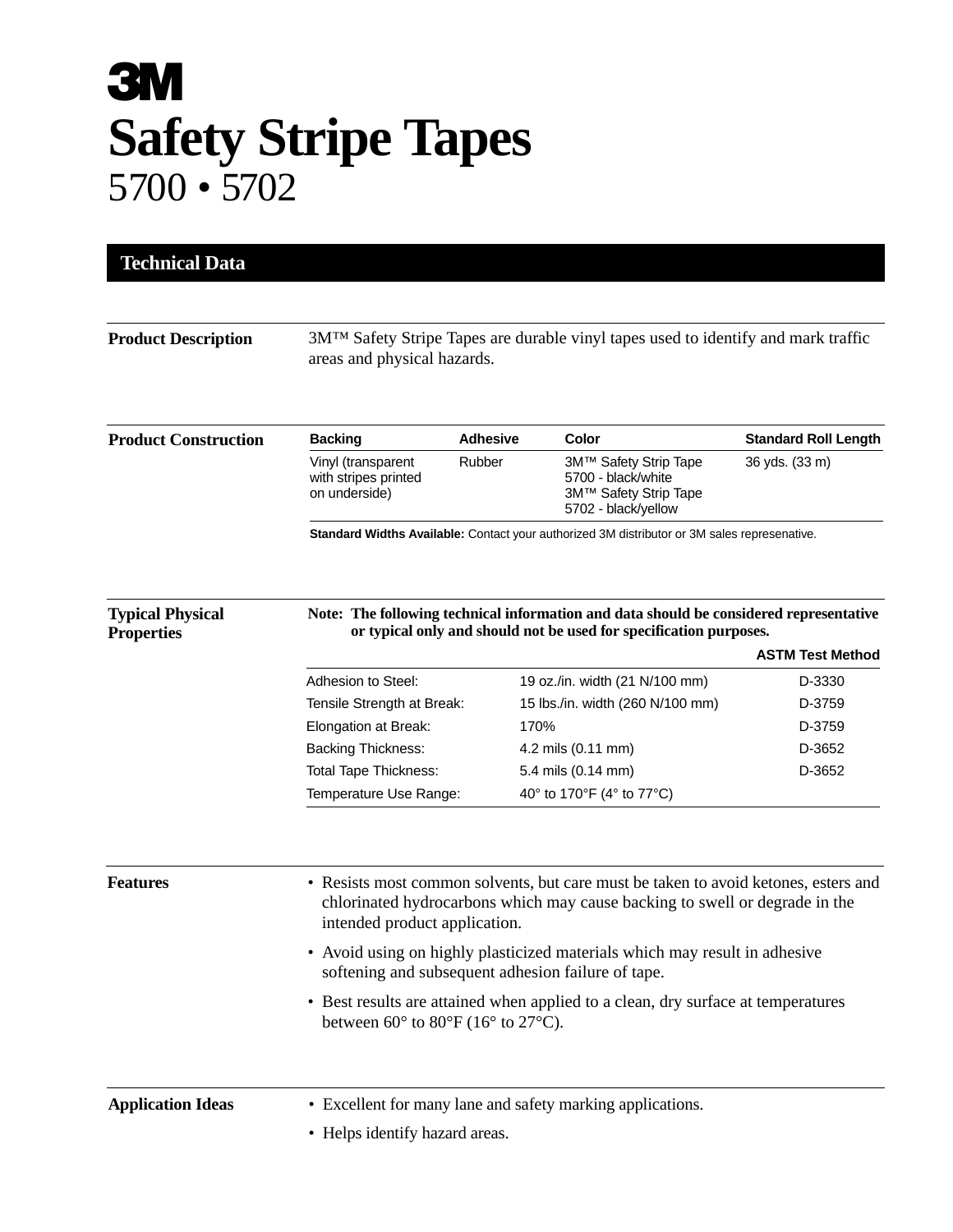# 3M

# Safety Stripe Tapes

5700 • 5702

## Technical Data

### Product Description

3M™ Safety Stripe Tapes are durable vinyl tapes used to identify and mark traffic areas and physical hazards.

### Product Construction

| Backing | Adhesive | Color | Standard Roll Length |
|---|---|---|---|
| Vinyl (transparent with stripes printed on underside) | Rubber | 3M™ Safety Strip Tape 5700 - black/white<br>3M™ Safety Strip Tape 5702 - black/yellow | 36 yds. (33 m) |

**Standard Widths Available:** Contact your authorized 3M distributor or 3M sales represenative.

### Typical Physical Properties

**Note: The following technical information and data should be considered representative or typical only and should not be used for specification purposes.**

| | | ASTM Test Method |
|---|---|---|
| Adhesion to Steel: | 19 oz./in. width (21 N/100 mm) | D-3330 |
| Tensile Strength at Break: | 15 lbs./in. width (260 N/100 mm) | D-3759 |
| Elongation at Break: | 170% | D-3759 |
| Backing Thickness: | 4.2 mils (0.11 mm) | D-3652 |
| Total Tape Thickness: | 5.4 mils (0.14 mm) | D-3652 |
| Temperature Use Range: | 40° to 170°F (4° to 77°C) | |

### Features

- Resists most common solvents, but care must be taken to avoid ketones, esters and chlorinated hydrocarbons which may cause backing to swell or degrade in the intended product application.
- Avoid using on highly plasticized materials which may result in adhesive softening and subsequent adhesion failure of tape.
- Best results are attained when applied to a clean, dry surface at temperatures between 60° to 80°F (16° to 27°C).

### Application Ideas

- Excellent for many lane and safety marking applications.
- Helps identify hazard areas.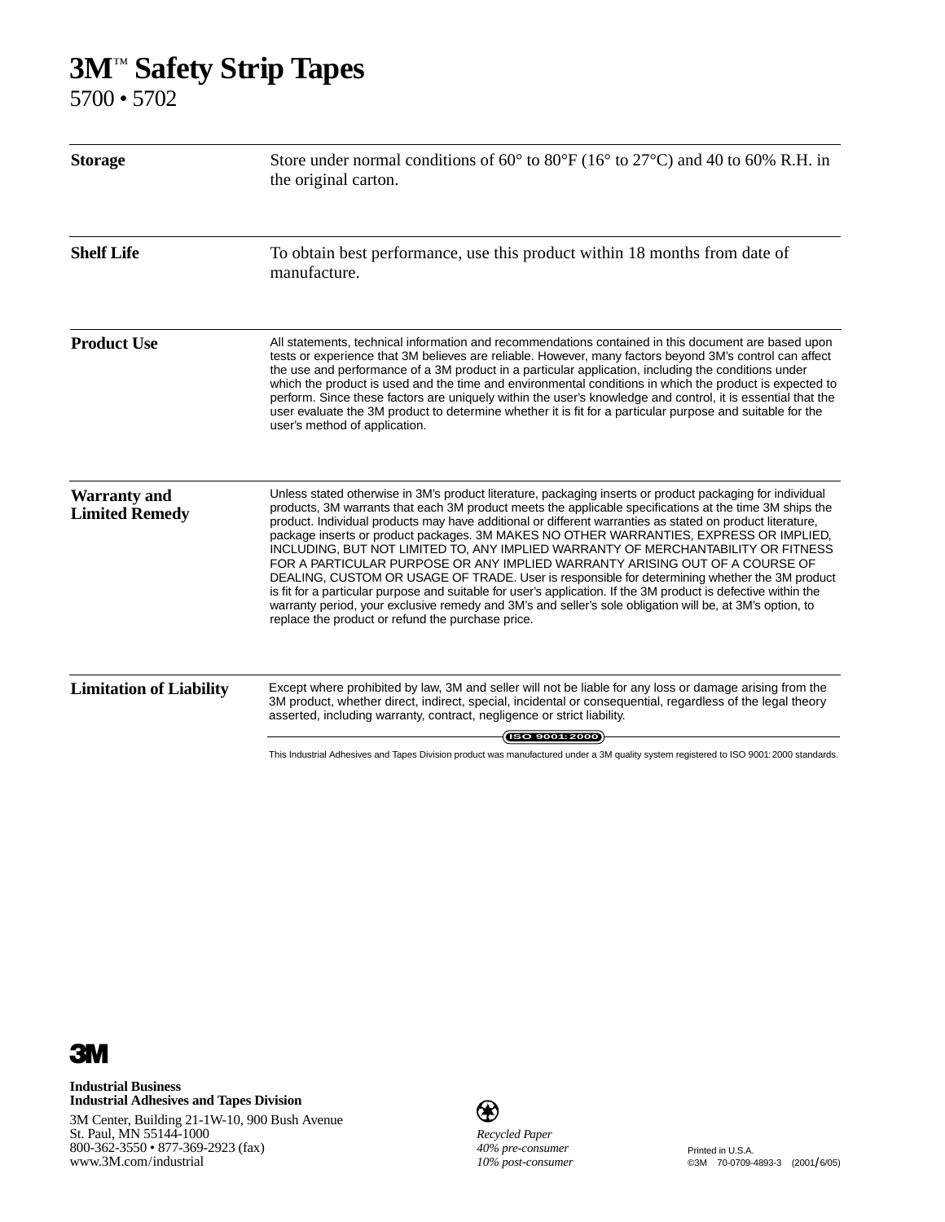# 3M™ Safety Strip Tapes

5700 • 5702

**Storage**

Store under normal conditions of 60° to 80°F (16° to 27°C) and 40 to 60% R.H. in the original carton.

**Shelf Life**

To obtain best performance, use this product within 18 months from date of manufacture.

**Product Use**

All statements, technical information and recommendations contained in this document are based upon tests or experience that 3M believes are reliable. However, many factors beyond 3M's control can affect the use and performance of a 3M product in a particular application, including the conditions under which the product is used and the time and environmental conditions in which the product is expected to perform. Since these factors are uniquely within the user's knowledge and control, it is essential that the user evaluate the 3M product to determine whether it is fit for a particular purpose and suitable for the user's method of application.

**Warranty and Limited Remedy**

Unless stated otherwise in 3M's product literature, packaging inserts or product packaging for individual products, 3M warrants that each 3M product meets the applicable specifications at the time 3M ships the product. Individual products may have additional or different warranties as stated on product literature, package inserts or product packages. 3M MAKES NO OTHER WARRANTIES, EXPRESS OR IMPLIED, INCLUDING, BUT NOT LIMITED TO, ANY IMPLIED WARRANTY OF MERCHANTABILITY OR FITNESS FOR A PARTICULAR PURPOSE OR ANY IMPLIED WARRANTY ARISING OUT OF A COURSE OF DEALING, CUSTOM OR USAGE OF TRADE. User is responsible for determining whether the 3M product is fit for a particular purpose and suitable for user's application. If the 3M product is defective within the warranty period, your exclusive remedy and 3M's and seller's sole obligation will be, at 3M's option, to replace the product or refund the purchase price.

**Limitation of Liability**

Except where prohibited by law, 3M and seller will not be liable for any loss or damage arising from the 3M product, whether direct, indirect, special, incidental or consequential, regardless of the legal theory asserted, including warranty, contract, negligence or strict liability.

ISO 9001:2000

This Industrial Adhesives and Tapes Division product was manufactured under a 3M quality system registered to ISO 9001:2000 standards.

3M

**Industrial Business**
**Industrial Adhesives and Tapes Division**

3M Center, Building 21-1W-10, 900 Bush Avenue
St. Paul, MN 55144-1000
800-362-3550 • 877-369-2923 (fax)
www.3M.com/industrial

*Recycled Paper*
*40% pre-consumer*
*10% post-consumer*

Printed in U.S.A.
©3M 70-0709-4893-3 (2001/6/05)